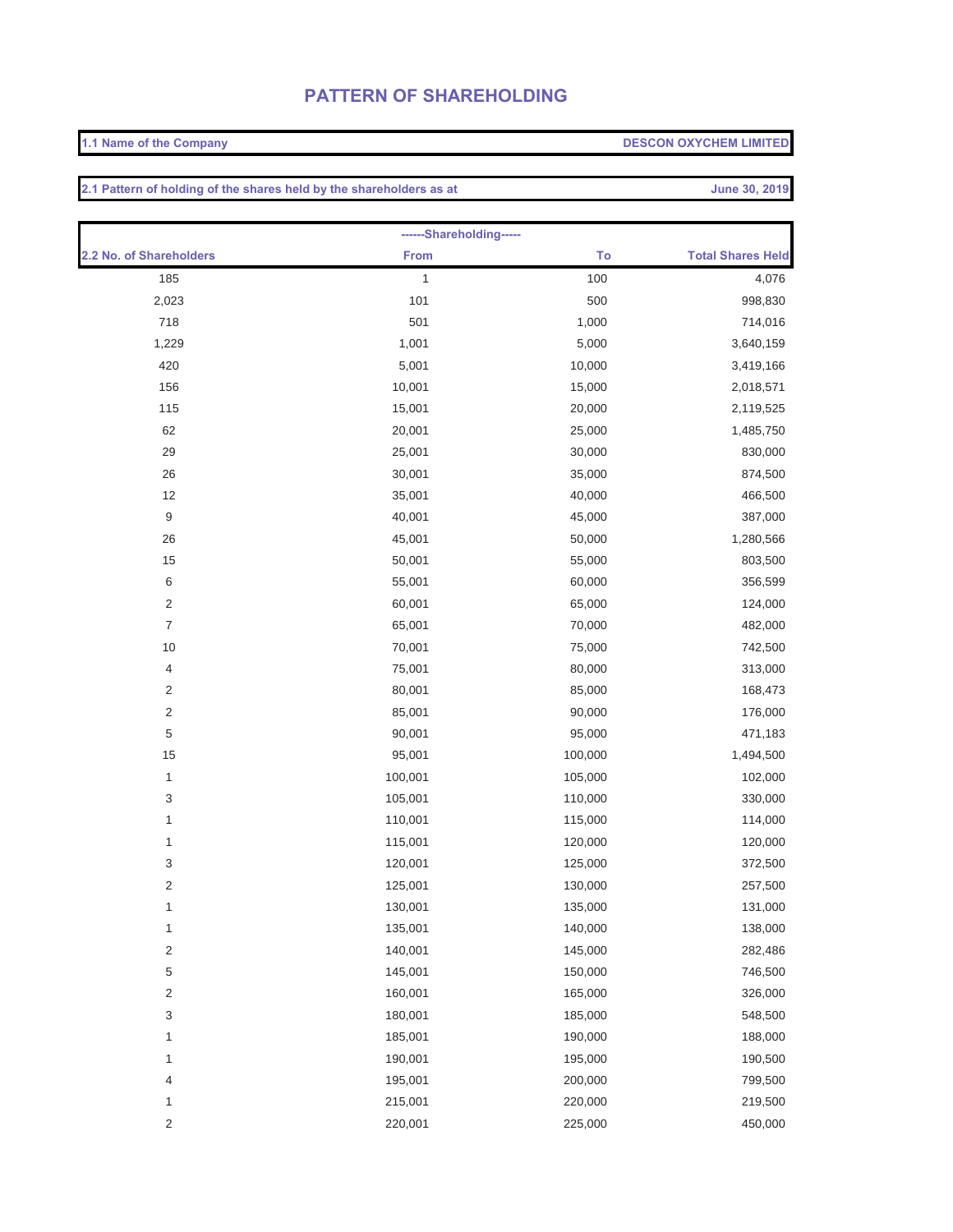# PATTERN OF SHAREHOLDING

| 1.1 Name of the Company | DESCON OXYCHEM LIMITED |
|---|---|

| 2.1 Pattern of holding of the shares held by the shareholders as at | June 30, 2019 |
|---|---|

| | ------Shareholding----- | | |
|---|---|---|---|
| 2.2 No. of Shareholders | From | To | Total Shares Held |
| 185 | 1 | 100 | 4,076 |
| 2,023 | 101 | 500 | 998,830 |
| 718 | 501 | 1,000 | 714,016 |
| 1,229 | 1,001 | 5,000 | 3,640,159 |
| 420 | 5,001 | 10,000 | 3,419,166 |
| 156 | 10,001 | 15,000 | 2,018,571 |
| 115 | 15,001 | 20,000 | 2,119,525 |
| 62 | 20,001 | 25,000 | 1,485,750 |
| 29 | 25,001 | 30,000 | 830,000 |
| 26 | 30,001 | 35,000 | 874,500 |
| 12 | 35,001 | 40,000 | 466,500 |
| 9 | 40,001 | 45,000 | 387,000 |
| 26 | 45,001 | 50,000 | 1,280,566 |
| 15 | 50,001 | 55,000 | 803,500 |
| 6 | 55,001 | 60,000 | 356,599 |
| 2 | 60,001 | 65,000 | 124,000 |
| 7 | 65,001 | 70,000 | 482,000 |
| 10 | 70,001 | 75,000 | 742,500 |
| 4 | 75,001 | 80,000 | 313,000 |
| 2 | 80,001 | 85,000 | 168,473 |
| 2 | 85,001 | 90,000 | 176,000 |
| 5 | 90,001 | 95,000 | 471,183 |
| 15 | 95,001 | 100,000 | 1,494,500 |
| 1 | 100,001 | 105,000 | 102,000 |
| 3 | 105,001 | 110,000 | 330,000 |
| 1 | 110,001 | 115,000 | 114,000 |
| 1 | 115,001 | 120,000 | 120,000 |
| 3 | 120,001 | 125,000 | 372,500 |
| 2 | 125,001 | 130,000 | 257,500 |
| 1 | 130,001 | 135,000 | 131,000 |
| 1 | 135,001 | 140,000 | 138,000 |
| 2 | 140,001 | 145,000 | 282,486 |
| 5 | 145,001 | 150,000 | 746,500 |
| 2 | 160,001 | 165,000 | 326,000 |
| 3 | 180,001 | 185,000 | 548,500 |
| 1 | 185,001 | 190,000 | 188,000 |
| 1 | 190,001 | 195,000 | 190,500 |
| 4 | 195,001 | 200,000 | 799,500 |
| 1 | 215,001 | 220,000 | 219,500 |
| 2 | 220,001 | 225,000 | 450,000 |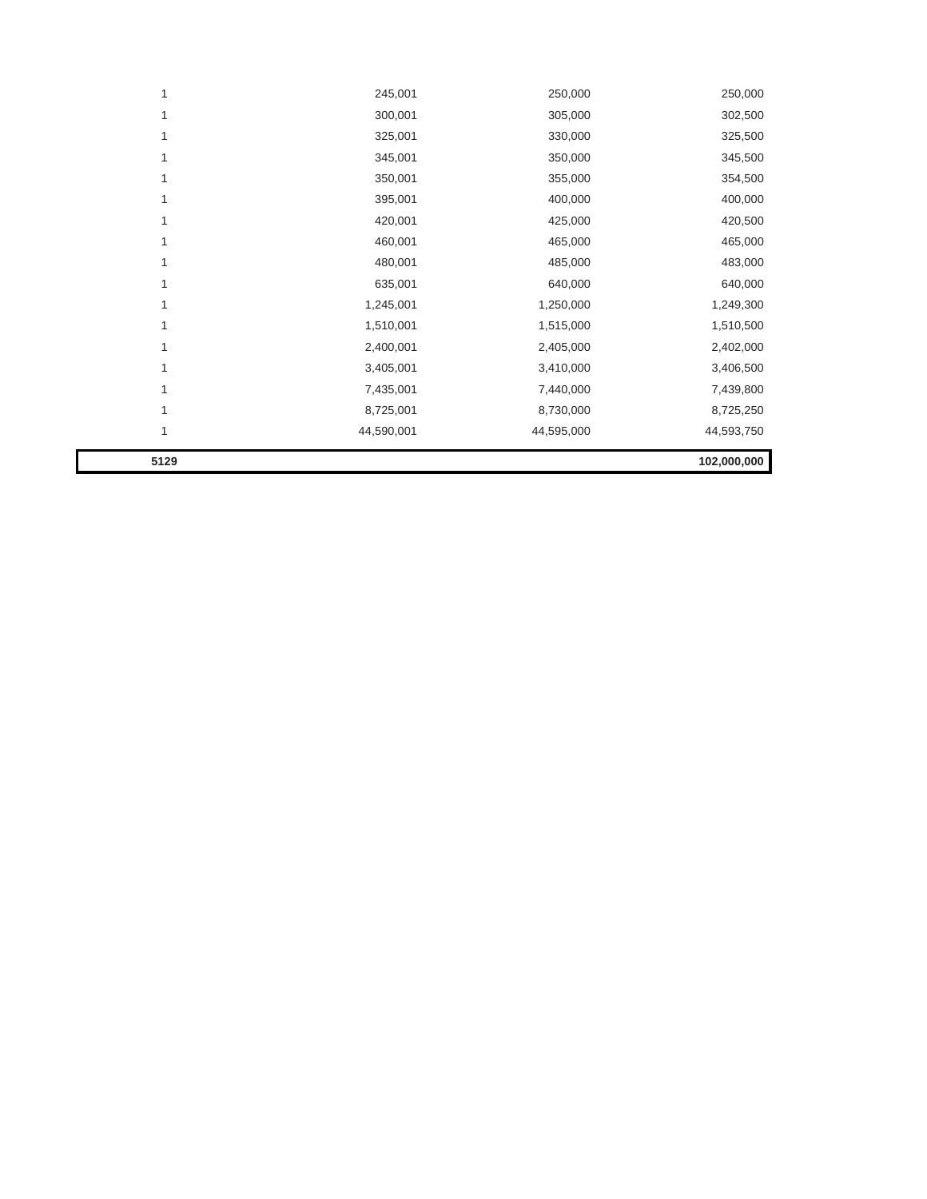| | | | |
|---|---|---|---|
| 1 | 245,001 | 250,000 | 250,000 |
| 1 | 300,001 | 305,000 | 302,500 |
| 1 | 325,001 | 330,000 | 325,500 |
| 1 | 345,001 | 350,000 | 345,500 |
| 1 | 350,001 | 355,000 | 354,500 |
| 1 | 395,001 | 400,000 | 400,000 |
| 1 | 420,001 | 425,000 | 420,500 |
| 1 | 460,001 | 465,000 | 465,000 |
| 1 | 480,001 | 485,000 | 483,000 |
| 1 | 635,001 | 640,000 | 640,000 |
| 1 | 1,245,001 | 1,250,000 | 1,249,300 |
| 1 | 1,510,001 | 1,515,000 | 1,510,500 |
| 1 | 2,400,001 | 2,405,000 | 2,402,000 |
| 1 | 3,405,001 | 3,410,000 | 3,406,500 |
| 1 | 7,435,001 | 7,440,000 | 7,439,800 |
| 1 | 8,725,001 | 8,730,000 | 8,725,250 |
| 1 | 44,590,001 | 44,595,000 | 44,593,750 |
| **5129** | | | **102,000,000** |